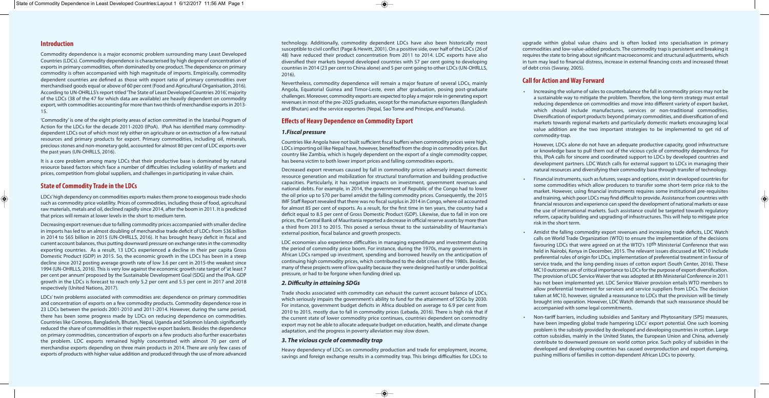## Introduction

Commodity dependence is a major economic problem surrounding many Least Developed Countries (LDCs). Commodity dependence is characterised by high degree of concentration of exports in primary commodities, often dominated by one product. The dependence on primary commodity is often accompanied with high magnitude of imports. Empirically, commodity dependent countries are defined as those with export ratio of primary commodities over merchandised goods equal or above of 60 per cent (Food and Agricultural Organisation, 2016). According to UN-OHRLLS's report titled 'The State of Least Developed Countries 2016', majority of the LDCs (38 of the 47 for which data are available) are heavily dependent on commodity export, with commodities accounting for more than two thirds of merchandise exports in 2013-15.

'Commodity' is one of the eight priority areas of action committed in the Istanbul Program of Action for the LDCs for the decade 2011-2020 (IPoA). IPoA has identified many commodity-dependent LDCs out of which most rely either on agriculture or on extraction of a few natural resources and primary products for export. Primary commodities, including oil, minerals, precious stones and non-monetary gold, accounted for almost 80 per cent of LDC exports over the past years (UN-OHRLLS, 2016).

It is a core problem among many LDCs that their productive base is dominated by natural resource based factors which face a number of difficulties including volatility of markets and prices, competition from global suppliers, and challenges in participating in value chain.

## State of Commodity Trade in the LDCs

LDCs' high dependency on commodities exports makes them prone to exogenous trade shocks such as commodity price volatility. Prices of commodities, including those of food, agricultural raw materials, metals and oil, declined rapidly since 2014, after the boom in 2011. It is predicted that prices will remain at lower levels in the short to medium term.

Decreasing export revenues due to falling commodity prices accompanied with smaller decline in imports has led to an almost doubling of merchandise trade deficit of LDCs from $36 billion in 2014 to $65 billion in 2015 (UN-OHRLLS, 2016). It has brought heavy deficit in fiscal and current account balances, thus putting downward pressure on exchange rates in the commodity exporting countries. As a result, 13 LDCs experienced a decline in their per capita Gross Domestic Product (GDP) in 2015. So, the economic growth in the LDCs has been in a steep decline since 2012 posting average growth rate of low 3.6 per cent in 2015-the weakest since 1994 (UN-OHRLLS, 2016). This is very low against the economic growth rate target of 'at least 7 per cent per annum' proposed by the Sustainable Development Goal (SDG) and the IPoA. GDP growth in the LDCs is forecast to reach only 5.2 per cent and 5.5 per cent in 2017 and 2018 respectively (United Nations, 2017).

LDCs' twin problems associated with commodities are: dependence on primary commodities and concentration of exports on a few commodity products. Commodity dependence rose in 23 LDCs between the periods 2001-2010 and 2011-2014. However, during the same period, there has been some progress made by LDCs on reducing dependence on commodities. Countries like Comoros, Bangladesh, Bhutan, Nepal, Uganda and Solomon Islands significantly reduced the share of commodities in their respective export baskets. Besides the dependence on primary commodities, concentration of exports on a few products also further exacerbates the problem. LDC exports remained highly concentrated with almost 70 per cent of merchandise exports depending on three main products in 2014. There are only few cases of exports of products with higher value addition and produced through the use of more advanced technology. Additionally, commodity dependent LDCs have also been historically most susceptible to civil conflict (Page & Hewitt, 2001). On a positive side, over half of the LDCs (26 of 48) have reduced their product concentration from 2011 to 2014. LDC exports have also diversified their markets beyond developed countries with 57 per cent going to developing countries in 2014 (23 per cent to China alone) and 5 per cent going to other LDCs (UN-OHRLLS, 2016).

Nevertheless, commodity dependence will remain a major feature of several LDCs, mainly Angola, Equatorial Guinea and Timor-Leste, even after graduation, posing post-graduate challenges. Moreover, commodity exports are expected to play a major role in generating export revenues in most of the pre-2025 graduates, except for the manufacture exporters (Bangladesh and Bhutan) and the service exporters (Nepal, Sao Tome and Principe, and Vanuatu).

## Effects of Heavy Dependence on Commodity Export

### *1.Fiscal pressure*

Countries like Angola have not built sufficient fiscal buffers when commodity prices were high. LDCs importing oil like Nepal have, however, benefited from the drop in commodity prices. But country like Zambia, which is hugely dependent on the export of a single commodity copper, has beena victim to both lower import prices and falling commodities exports.

Decreased export revenues caused by fall in commodity prices adversely impact domestic resource generation and mobilization for structural transformation and building productive capacities. Particularly, it has negative impacts on investment, government revenues and national debts. For example, in 2014, the government of Republic of the Congo had to lower the oil price up to $70 per barrel amidst the falling commodity prices. Consequently, the 2015 IMF Staff Report revealed that there was no fiscal surplus in 2014 in Congo, where oil accounted for almost 85 per cent of exports. As a result, for the first time in ten years, the country had a deficit equal to 8.5 per cent of Gross Domestic Product (GDP). Likewise, due to fall in iron ore prices, the Central Bank of Mauritania reported a decrease in official reserve assets by more than a third from 2013 to 2015. This posed a serious threat to the sustainability of Mauritania's external position, fiscal balance and growth prospects.

LDC economies also experience difficulties in managing expenditure and investment during the period of commodity price boom. For instance, during the 1970s, many governments in African LDCs ramped up investment, spending and borrowed heavily on the anticipation of continuing high commodity prices, which contributed to the debt crises of the 1980s. Besides, many of these projects were of low quality because they were designed hastily or under political pressure, or had to be forgone when funding dried up.

### *2. Difficulty in attaining SDGs*

Trade shocks associated with commodity can exhaust the current account balance of LDCs, which seriously impairs the government's ability to fund for the attainment of SDGs by 2030. For instance, government budget deficits in Africa doubled on average to 6.9 per cent from 2010 to 2015, mostly due to fall in commodity prices (Lebada, 2016). There is high risk that if the current state of lower commodity price continues, countries dependent on commodity export may not be able to allocate adequate budget on education, health, and climate change adaptation, and the progress in poverty alleviation may slow down.

### *3. The vicious cycle of commodity trap*

Heavy dependency of LDCs on commodity production and trade for employment, income, savings and foreign exchange results in a commodity trap. This brings difficulties for LDCs to upgrade within global value chains and is often locked into specialisation in primary commodities and low-value-added products. The commodity trap is persistent and breaking it requires the state to bring about significant macroeconomic and structural adjustments, which in turn may lead to financial distress, increase in external financing costs and increased threat of debt crisis (Swaray, 2005).

## Call for Action and Way Forward

- Increasing the volume of sales to counterbalance the fall in commodity prices may not be a sustainable way to mitigate the problem. Therefore, the long-term strategy must entail reducing dependence on commodities and move into different variety of export basket, which should include manufactures, services or non-traditional commodities. Diversification of export products beyond primary commodities, and diversification of end markets towards regional markets and particularly domestic markets encouraging local value addition are the two important strategies to be implemented to get rid of commodity-trap.

  However, LDCs alone do not have an adequate productive capacity, good infrastructure or knowledge base to pull them out of the vicious cycle of commodity dependence. For this, IPoA calls for sincere and coordinated support to LDCs by developed countries and development partners. LDC Watch calls for external support to LDCs in managing their natural resources and diversifying their commodity base through transfer of technology.

- Financial instruments, such as futures, swaps and options, exist in developed countries for some commodities which allow producers to transfer some short-term price risk to the market. However, using financial instruments requires some institutional pre-requisites and training, which poor LDCs may find difficult to provide. Assistance from countries with financial resources and experience can speed the development of national markets or ease the use of international markets. Such assistance could be targeted towards regulatory reform, capacity building and upgrading of infrastructures. This will help to mitigate price risk in the short term.

- Amidst the falling commodity export revenues and increasing trade deficits, LDC Watch calls on World Trade Organization (WTO) to ensure the implementation of the decisions favouring LDCs that were agreed on at the WTO's 10th Ministerial Conference that was held in Nairobi, Kenya in December, 2015. The relevant issues discussed at MC10 include preferential rules of origin for LDCs, implementation of preferential treatment in favour of service trade, and the long-pending issues of cotton export (South Center, 2016). These MC10 outcomes are of critical importance to LDCs for the purpose of export diversification. The provision of LDC Service Waiver that was adopted at 8th Ministerial Conference in 2011 has not been implemented yet. LDC Service Waiver provision entails WTO members to allow preferential treatment for services and service suppliers from LDCs. The decision taken at MC10, however, signaled a reassurance to LDCs that the provision will be timely brought into operation. However, LDC Watch demands that such reassurance should be accompanied with some legal commitments.

- Non-tariff barriers, including subsidies and Sanitary and Phytosanitary (SPS) measures, have been impeding global trade hampering LDCs' export potential. One such looming problem is the subsidy provided by developed and developing countries in cotton. Large cotton subsidies, mainly in the United States, the European Union and China, adversely contribute to downward pressure on world cotton price. Such policy of subsidies in the developed and developing countries has caused overproduction and export dumping, pushing millions of families in cotton-dependent African LDCs to poverty.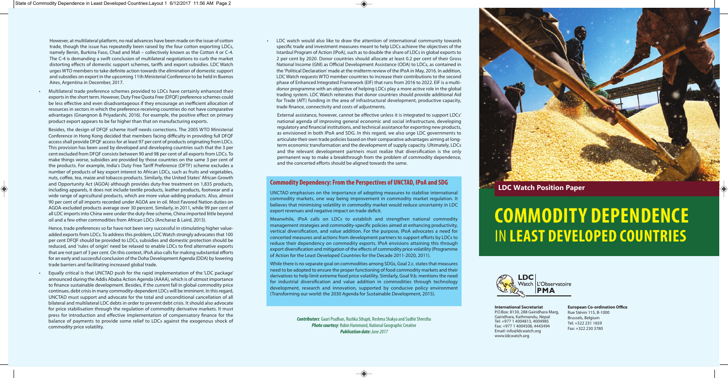However, at multilateral platform, no real advances have been made on the issue of cotton trade, though the issue has repeatedly been raised by the four cotton exporting LDCs, namely Benin, Burkina Faso, Chad and Mali – collectively known as the Cotton 4 or C-4. The C-4 is demanding a swift conclusion of multilateral negotiations to curb the market distorting effects of domestic support schemes, tariffs and export subsidies. LDC Watch urges WTO members to take definite action towards the elimination of domestic support and subsidies on export in the upcoming 11th Ministerial Conference to be held in Buenos Aires, Argentina in December, 2017.

- Multilateral trade preference schemes provided to LDCs have certainly enhanced their exports in the short term. However, Duty Free Quota Free (DFQF) preference schemes could be less effective and even disadvantageous if they encourage an inefficient allocation of resources in sectors in which the preference receiving countries do not have comparative advantages (Gnangnon & Priyadarshi, 2016). For example, the positive effect on primary product export appears to be far higher than that on manufacturing exports.

  Besides, the design of DFQF scheme itself needs corrections. The 2005 WTO Ministerial Conference in Hong Kong decided that members facing difficulty in providing full DFQF access shall provide DFQF access for at least 97 per cent of products originating from LDCs. This provision has been used by developed and developing countries such that the 3 per cent excluded from DFQF consists between 90 and 98 per cent of all exports from LDCs. To make things worse, subsidies are provided by those countries on the same 3 per cent of the products. For example, India's Duty Free Tariff Preference (DFTF) scheme excludes a number of products of key export interest to African LDCs, such as fruits and vegetables, nuts, coffee, tea, maize and tobacco products. Similarly, the United States' African Growth and Opportunity Act (AGOA) although provides duty-free treatment on 1,835 products, including apparels, it does not include textile products, leather products, footwear and a wide range of agricultural products, which are more value-adding products. Also, almost 90 per cent of all imports recorded under AGOA are in oil. Most Favored Nation duties on AGOA-excluded products average over 30 percent. Similarly, in 2011, while 99 per cent of all LDC imports into China were under the duty-free scheme, China imported little beyond oil and a few other commodities from African LDCs (Ancharaz & Laird, 2013).

  Hence, trade preferences so far have not been very successful in stimulating higher value-added exports from LDCs. To address this problem, LDC Watch strongly advocates that 100 per cent DFQF should be provided to LDCs, subsidies and domestic protection should be reduced, and 'rules of origin' need be relaxed to enable LDCs to find alternative exports that are not part of 3 per cent. On this context, IPoA also calls for making substantial efforts for an early and successful conclusion of the Doha Development Agenda (DDA) by lowering trade barriers and facilitating increased global trade.

- Equally critical is that UNCTAD push for the rapid implementation of the 'LDC package' announced during the Addis Ababa Action Agenda (AAAA), which is of utmost importance to finance sustainable development. Besides, if the current fall in global commodity price continues, debt crisis in many commodity-dependent LDCs will be imminent. In this regard, UNCTAD must support and advocate for the total and unconditional cancellation of all bilateral and multilateral LDC debts in order to prevent debt crisis. It should also advocate for price stabilisation through the regulation of commodity derivative markets. It must press for introduction and effective implementation of compensatory finance for the balance of payments to provide some relief to LDCs against the exogenous shock of commodity price volatility.

- LDC watch would also like to draw the attention of international community towards specific trade and investment measures meant to help LDCs achieve the objectives of the Istanbul Program of Action (IPoA), such as to double the share of LDCs in global exports to 2 per cent by 2020. Donor countries should allocate at least 0.2 per cent of their Gross National Income (GNI) as Official Development Assistance (ODA) to LDCs, as contained in the 'Political Declaration' made at the midterm review of the IPoA in May, 2016. In addition, LDC Watch requests WTO member countries to increase their contributions to the second phase of Enhanced Integrated Framework (EIF) that runs from 2016 to 2022. EIF is a multi-donor programme with an objective of helping LDCs play a more active role in the global trading system. LDC Watch reiterates that donor countries should provide additional Aid for Trade (AfT) funding in the area of infrastructural development, productive capacity, trade finance, connectivity and costs of adjustments.

  External assistance, however, cannot be effective unless it is integrated to support LDCs' national agenda of improving general economic and social infrastructure, developing regulatory and financial institutions, and technical assistance for exporting new products, as envisioned in both IPoA and SDG. In this regard, we also urge LDC governments to articulate their own trade policies based on their comparative advantages aiming at long-term economic transformation and the development of supply capacity. Ultimately, LDCs and the relevant development partners must realize that diversification is the only permanent way to make a breakthrough from the problem of commodity dependence, and the concerted efforts should be aligned towards the same.

## Commodity Dependency: From the Perspectives of UNCTAD, IPoA and SDG

UNCTAD emphasises on the importance of adopting measures to stabilise international commodity markets, one way being improvement in commodity market regulation. It believes that minimising volatility in commodity market would reduce uncertainty in LDC export revenues and negative impact on trade deficit.

Meanwhile, IPoA calls on LDCs to establish and strengthen national commodity management strategies and commodity-specific policies aimed at enhancing productivity, vertical diversification, and value addition. For the purpose, IPoA advocates a need for concerted measures and actions from development partners to support efforts by LDCs to reduce their dependency on commodity exports. IPoA envisions attaining this through export diversification and mitigation of the effects of commodity price volatility (Programme of Action for the Least Developed Countries for the Decade 2011-2020, 2011).

While there is no separate goal on commodities among SDGs, Goal 2.c. states that measures need to be adopted to ensure the proper functioning of food commodity markets and their derivatives to help limit extreme food price volatility. Similarly, Goal 9.b. mentions the need for industrial diversification and value addition in commodities through technology development, research and innovation, supported by conducive policy environment (Transforming our world: the 2030 Agenda for Sustainable Development, 2015).

***Contributors*:** Gauri Pradhan, Rushka Sthapit, Reshma Shakya and Sudhir Shrestha
***Photo courtesy*:** Robin Hammond, National Geographic Creative
***Publication date:*** *June 2017*

**LDC Watch Position Paper**

# COMMODITY DEPENDENCE IN LEAST DEVELOPED COUNTRIES

LDC Watch | L'Observatoire PMA

**International Secretariat**
P.O.Box: 8130, 288 Gairidhara Marg, Gairidhara, Kathmandu, Nepal
Tel: +977 1 4004813, 4004985
Fax: +977 1 4004508, 4443494
Email: info@ldcwatch.org
www.ldcwatch.org

**European Co-ordination Office**
Rue Stévin 115, B-1000
Brussels, Belgium
Tel: +322 231 1659
Fax: +322 230 3780